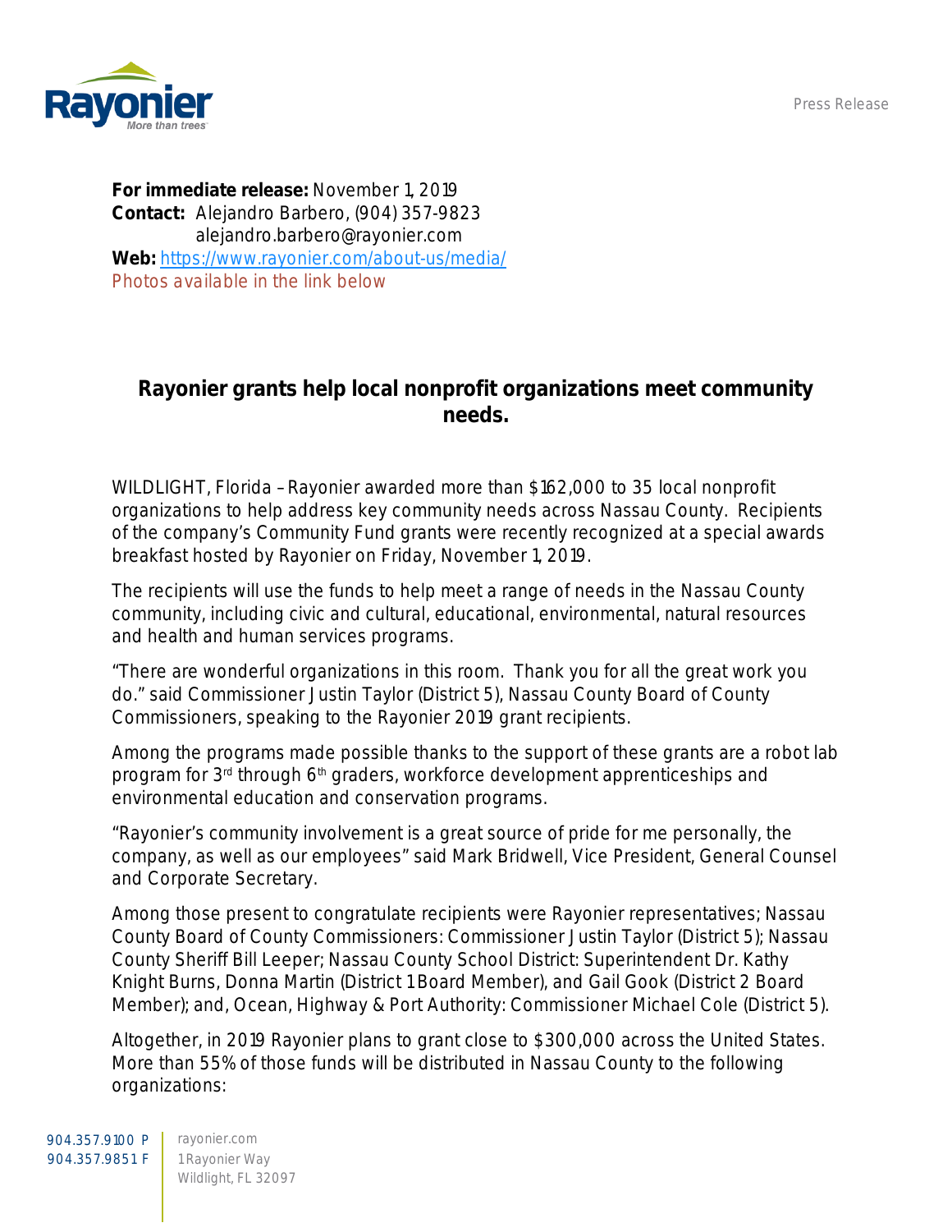Press Release

**For immediate release:** November 1, 2019
**Contact:** Alejandro Barbero, (904) 357-9823
alejandro.barbero@rayonier.com
**Web:** https://www.rayonier.com/about-us/media/
Photos available in the link below

## Rayonier grants help local nonprofit organizations meet community needs.

WILDLIGHT, Florida – Rayonier awarded more than $162,000 to 35 local nonprofit organizations to help address key community needs across Nassau County. Recipients of the company's Community Fund grants were recently recognized at a special awards breakfast hosted by Rayonier on Friday, November 1, 2019.

The recipients will use the funds to help meet a range of needs in the Nassau County community, including civic and cultural, educational, environmental, natural resources and health and human services programs.

"There are wonderful organizations in this room. Thank you for all the great work you do." said Commissioner Justin Taylor (District 5), Nassau County Board of County Commissioners, speaking to the Rayonier 2019 grant recipients.

Among the programs made possible thanks to the support of these grants are a robot lab program for 3rd through 6th graders, workforce development apprenticeships and environmental education and conservation programs.

"Rayonier's community involvement is a great source of pride for me personally, the company, as well as our employees" said Mark Bridwell, Vice President, General Counsel and Corporate Secretary.

Among those present to congratulate recipients were Rayonier representatives; Nassau County Board of County Commissioners: Commissioner Justin Taylor (District 5); Nassau County Sheriff Bill Leeper; Nassau County School District: Superintendent Dr. Kathy Knight Burns, Donna Martin (District 1 Board Member), and Gail Gook (District 2 Board Member); and, Ocean, Highway & Port Authority: Commissioner Michael Cole (District 5).

Altogether, in 2019 Rayonier plans to grant close to $300,000 across the United States. More than 55% of those funds will be distributed in Nassau County to the following organizations:

904.357.9100 P
904.357.9851 F

rayonier.com
1 Rayonier Way
Wildlight, FL 32097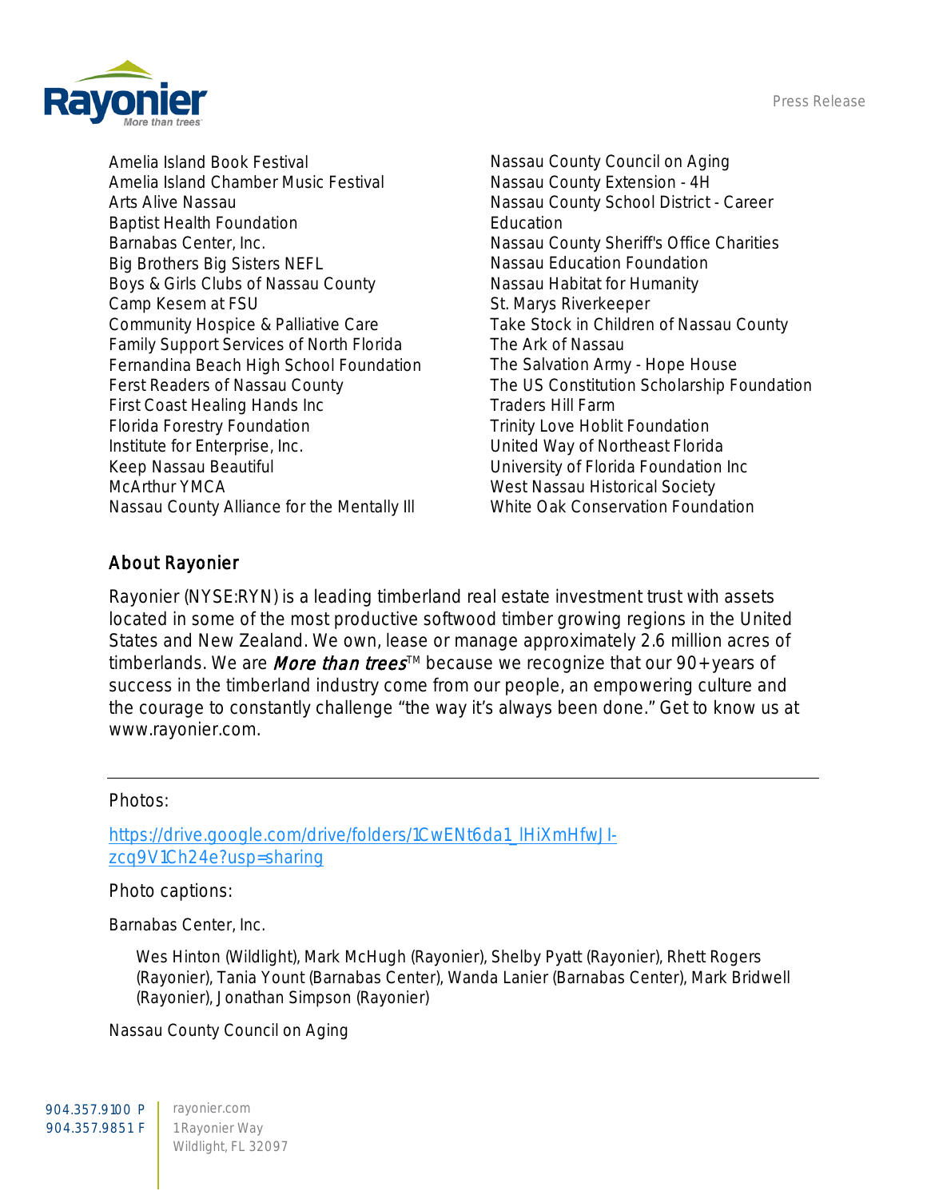Amelia Island Book Festival
Amelia Island Chamber Music Festival
Arts Alive Nassau
Baptist Health Foundation
Barnabas Center, Inc.
Big Brothers Big Sisters NEFL
Boys & Girls Clubs of Nassau County
Camp Kesem at FSU
Community Hospice & Palliative Care
Family Support Services of North Florida
Fernandina Beach High School Foundation
Ferst Readers of Nassau County
First Coast Healing Hands Inc
Florida Forestry Foundation
Institute for Enterprise, Inc.
Keep Nassau Beautiful
McArthur YMCA
Nassau County Alliance for the Mentally Ill
Nassau County Council on Aging
Nassau County Extension - 4H
Nassau County School District - Career Education
Nassau County Sheriff's Office Charities
Nassau Education Foundation
Nassau Habitat for Humanity
St. Marys Riverkeeper
Take Stock in Children of Nassau County
The Ark of Nassau
The Salvation Army - Hope House
The US Constitution Scholarship Foundation
Traders Hill Farm
Trinity Love Hoblit Foundation
United Way of Northeast Florida
University of Florida Foundation Inc
West Nassau Historical Society
White Oak Conservation Foundation

## About Rayonier

Rayonier (NYSE:RYN) is a leading timberland real estate investment trust with assets located in some of the most productive softwood timber growing regions in the United States and New Zealand. We own, lease or manage approximately 2.6 million acres of timberlands. We are *More than trees*™ because we recognize that our 90+ years of success in the timberland industry come from our people, an empowering culture and the courage to constantly challenge "the way it's always been done." Get to know us at www.rayonier.com.

---

Photos:

https://drive.google.com/drive/folders/1CwENt6da1_lHiXmHfwJI-zcq9V1Ch24e?usp=sharing

Photo captions:

Barnabas Center, Inc.

> Wes Hinton (Wildlight), Mark McHugh (Rayonier), Shelby Pyatt (Rayonier), Rhett Rogers (Rayonier), Tania Yount (Barnabas Center), Wanda Lanier (Barnabas Center), Mark Bridwell (Rayonier), Jonathan Simpson (Rayonier)

Nassau County Council on Aging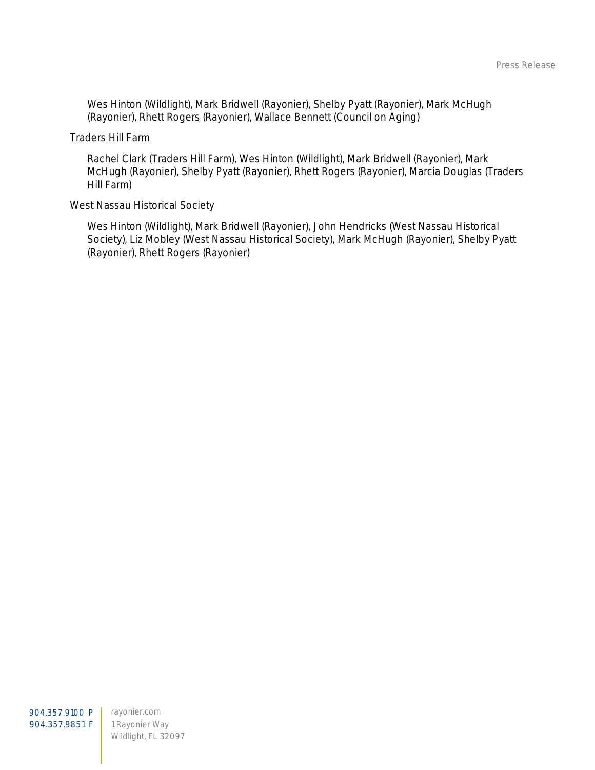Wes Hinton (Wildlight), Mark Bridwell (Rayonier), Shelby Pyatt (Rayonier), Mark McHugh (Rayonier), Rhett Rogers (Rayonier), Wallace Bennett (Council on Aging)

Traders Hill Farm

Rachel Clark (Traders Hill Farm), Wes Hinton (Wildlight), Mark Bridwell (Rayonier), Mark McHugh (Rayonier), Shelby Pyatt (Rayonier), Rhett Rogers (Rayonier), Marcia Douglas (Traders Hill Farm)

West Nassau Historical Society

Wes Hinton (Wildlight), Mark Bridwell (Rayonier), John Hendricks (West Nassau Historical Society), Liz Mobley (West Nassau Historical Society), Mark McHugh (Rayonier), Shelby Pyatt (Rayonier), Rhett Rogers (Rayonier)